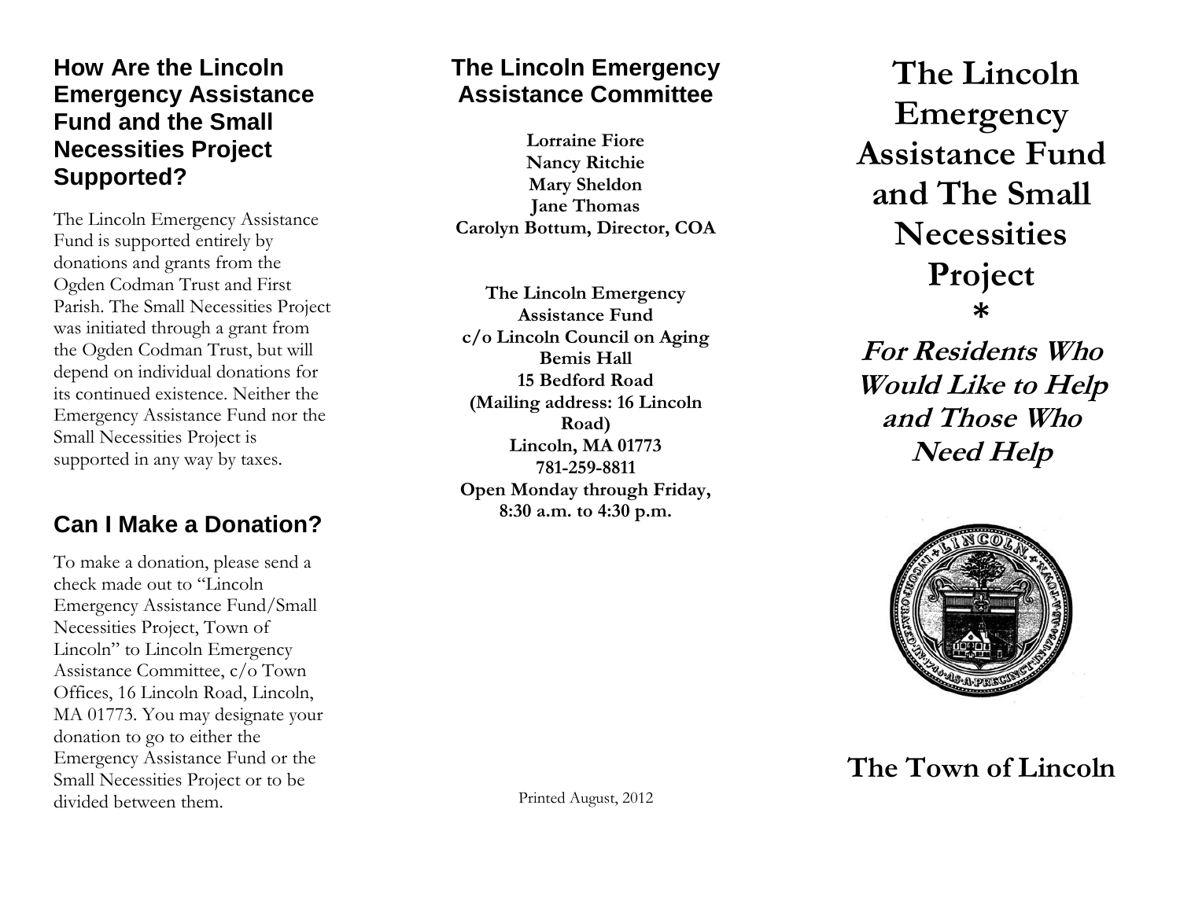## How Are the Lincoln Emergency Assistance Fund and the Small Necessities Project Supported?

The Lincoln Emergency Assistance Fund is supported entirely by donations and grants from the Ogden Codman Trust and First Parish. The Small Necessities Project was initiated through a grant from the Ogden Codman Trust, but will depend on individual donations for its continued existence. Neither the Emergency Assistance Fund nor the Small Necessities Project is supported in any way by taxes.

## Can I Make a Donation?

To make a donation, please send a check made out to "Lincoln Emergency Assistance Fund/Small Necessities Project, Town of Lincoln" to Lincoln Emergency Assistance Committee, c/o Town Offices, 16 Lincoln Road, Lincoln, MA 01773. You may designate your donation to go to either the Emergency Assistance Fund or the Small Necessities Project or to be divided between them.

## The Lincoln Emergency Assistance Committee

**Lorraine Fiore**
**Nancy Ritchie**
**Mary Sheldon**
**Jane Thomas**
**Carolyn Bottum, Director, COA**

**The Lincoln Emergency Assistance Fund**
**c/o Lincoln Council on Aging**
**Bemis Hall**
**15 Bedford Road**
**(Mailing address: 16 Lincoln Road)**
**Lincoln, MA 01773**
**781-259-8811**
**Open Monday through Friday, 8:30 a.m. to 4:30 p.m.**

Printed August, 2012

# The Lincoln Emergency Assistance Fund and The Small Necessities Project

*

***For Residents Who Would Like to Help and Those Who Need Help***

## The Town of Lincoln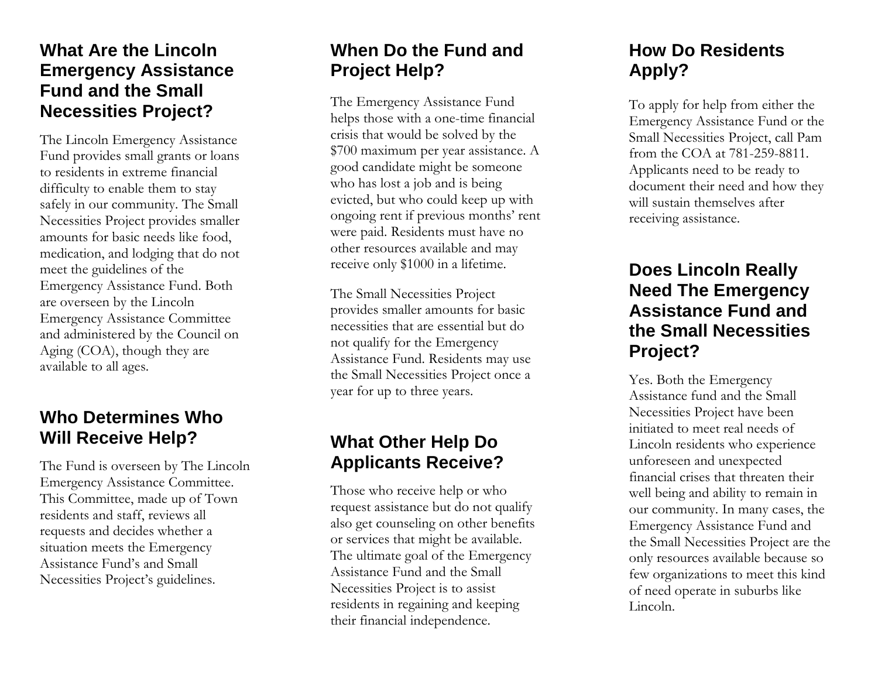## What Are the Lincoln Emergency Assistance Fund and the Small Necessities Project?

The Lincoln Emergency Assistance Fund provides small grants or loans to residents in extreme financial difficulty to enable them to stay safely in our community. The Small Necessities Project provides smaller amounts for basic needs like food, medication, and lodging that do not meet the guidelines of the Emergency Assistance Fund. Both are overseen by the Lincoln Emergency Assistance Committee and administered by the Council on Aging (COA), though they are available to all ages.

## Who Determines Who Will Receive Help?

The Fund is overseen by The Lincoln Emergency Assistance Committee. This Committee, made up of Town residents and staff, reviews all requests and decides whether a situation meets the Emergency Assistance Fund's and Small Necessities Project's guidelines.

## When Do the Fund and Project Help?

The Emergency Assistance Fund helps those with a one-time financial crisis that would be solved by the $700 maximum per year assistance. A good candidate might be someone who has lost a job and is being evicted, but who could keep up with ongoing rent if previous months' rent were paid. Residents must have no other resources available and may receive only $1000 in a lifetime.

The Small Necessities Project provides smaller amounts for basic necessities that are essential but do not qualify for the Emergency Assistance Fund. Residents may use the Small Necessities Project once a year for up to three years.

## What Other Help Do Applicants Receive?

Those who receive help or who request assistance but do not qualify also get counseling on other benefits or services that might be available. The ultimate goal of the Emergency Assistance Fund and the Small Necessities Project is to assist residents in regaining and keeping their financial independence.

## How Do Residents Apply?

To apply for help from either the Emergency Assistance Fund or the Small Necessities Project, call Pam from the COA at 781-259-8811. Applicants need to be ready to document their need and how they will sustain themselves after receiving assistance.

## Does Lincoln Really Need The Emergency Assistance Fund and the Small Necessities Project?

Yes. Both the Emergency Assistance fund and the Small Necessities Project have been initiated to meet real needs of Lincoln residents who experience unforeseen and unexpected financial crises that threaten their well being and ability to remain in our community. In many cases, the Emergency Assistance Fund and the Small Necessities Project are the only resources available because so few organizations to meet this kind of need operate in suburbs like Lincoln.